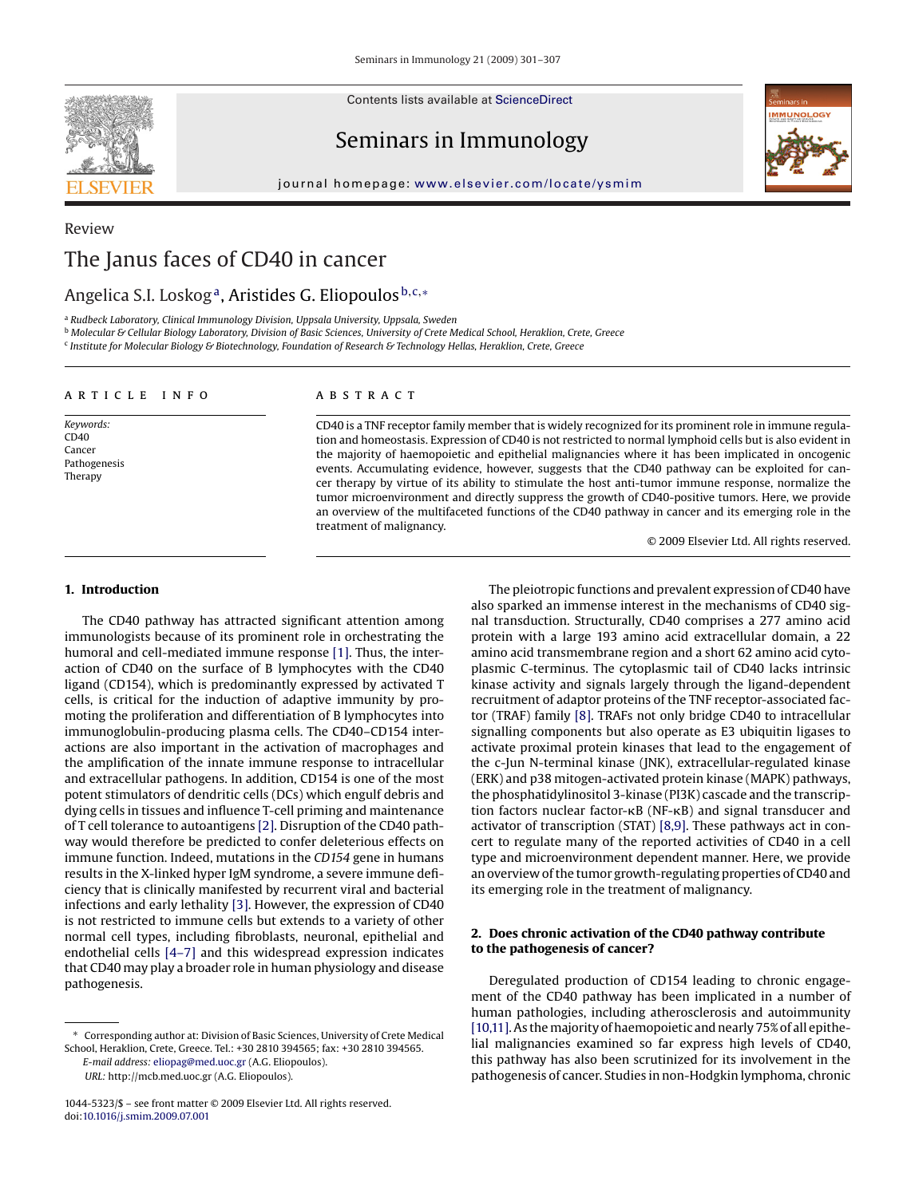Review

# The Janus faces of CD40 in cancer

Angelica S.I. Loskog[a], Aristides G. Eliopoulos[b,c,*]

[a] Rudbeck Laboratory, Clinical Immunology Division, Uppsala University, Uppsala, Sweden
[b] Molecular & Cellular Biology Laboratory, Division of Basic Sciences, University of Crete Medical School, Heraklion, Crete, Greece
[c] Institute for Molecular Biology & Biotechnology, Foundation of Research & Technology Hellas, Heraklion, Crete, Greece

**ARTICLE INFO**

*Keywords:*
CD40
Cancer
Pathogenesis
Therapy

**ABSTRACT**

CD40 is a TNF receptor family member that is widely recognized for its prominent role in immune regulation and homeostasis. Expression of CD40 is not restricted to normal lymphoid cells but is also evident in the majority of haemopoietic and epithelial malignancies where it has been implicated in oncogenic events. Accumulating evidence, however, suggests that the CD40 pathway can be exploited for cancer therapy by virtue of its ability to stimulate the host anti-tumor immune response, normalize the tumor microenvironment and directly suppress the growth of CD40-positive tumors. Here, we provide an overview of the multifaceted functions of the CD40 pathway in cancer and its emerging role in the treatment of malignancy.

© 2009 Elsevier Ltd. All rights reserved.

## 1. Introduction

The CD40 pathway has attracted significant attention among immunologists because of its prominent role in orchestrating the humoral and cell-mediated immune response [1]. Thus, the interaction of CD40 on the surface of B lymphocytes with the CD40 ligand (CD154), which is predominantly expressed by activated T cells, is critical for the induction of adaptive immunity by promoting the proliferation and differentiation of B lymphocytes into immunoglobulin-producing plasma cells. The CD40–CD154 interactions are also important in the activation of macrophages and the amplification of the innate immune response to intracellular and extracellular pathogens. In addition, CD154 is one of the most potent stimulators of dendritic cells (DCs) which engulf debris and dying cells in tissues and influence T-cell priming and maintenance of T cell tolerance to autoantigens [2]. Disruption of the CD40 pathway would therefore be predicted to confer deleterious effects on immune function. Indeed, mutations in the *CD154* gene in humans results in the X-linked hyper IgM syndrome, a severe immune deficiency that is clinically manifested by recurrent viral and bacterial infections and early lethality [3]. However, the expression of CD40 is not restricted to immune cells but extends to a variety of other normal cell types, including fibroblasts, neuronal, epithelial and endothelial cells [4–7] and this widespread expression indicates that CD40 may play a broader role in human physiology and disease pathogenesis.

The pleiotropic functions and prevalent expression of CD40 have also sparked an immense interest in the mechanisms of CD40 signal transduction. Structurally, CD40 comprises a 277 amino acid protein with a large 193 amino acid extracellular domain, a 22 amino acid transmembrane region and a short 62 amino acid cytoplasmic C-terminus. The cytoplasmic tail of CD40 lacks intrinsic kinase activity and signals largely through the ligand-dependent recruitment of adaptor proteins of the TNF receptor-associated factor (TRAF) family [8]. TRAFs not only bridge CD40 to intracellular signalling components but also operate as E3 ubiquitin ligases to activate proximal protein kinases that lead to the engagement of the c-Jun N-terminal kinase (JNK), extracellular-regulated kinase (ERK) and p38 mitogen-activated protein kinase (MAPK) pathways, the phosphatidylinositol 3-kinase (PI3K) cascade and the transcription factors nuclear factor-κB (NF-κB) and signal transducer and activator of transcription (STAT) [8,9]. These pathways act in concert to regulate many of the reported activities of CD40 in a cell type and microenvironment dependent manner. Here, we provide an overview of the tumor growth-regulating properties of CD40 and its emerging role in the treatment of malignancy.

## 2. Does chronic activation of the CD40 pathway contribute to the pathogenesis of cancer?

Deregulated production of CD154 leading to chronic engagement of the CD40 pathway has been implicated in a number of human pathologies, including atherosclerosis and autoimmunity [10,11]. As the majority of haemopoietic and nearly 75% of all epithelial malignancies examined so far express high levels of CD40, this pathway has also been scrutinized for its involvement in the pathogenesis of cancer. Studies in non-Hodgkin lymphoma, chronic

---

* Corresponding author at: Division of Basic Sciences, University of Crete Medical School, Heraklion, Crete, Greece. Tel.: +30 2810 394565; fax: +30 2810 394565.
*E-mail address:* eliopag@med.uoc.gr (A.G. Eliopoulos).
*URL:* http://mcb.med.uoc.gr (A.G. Eliopoulos).

1044-5323/$ – see front matter © 2009 Elsevier Ltd. All rights reserved.
doi:10.1016/j.smim.2009.07.001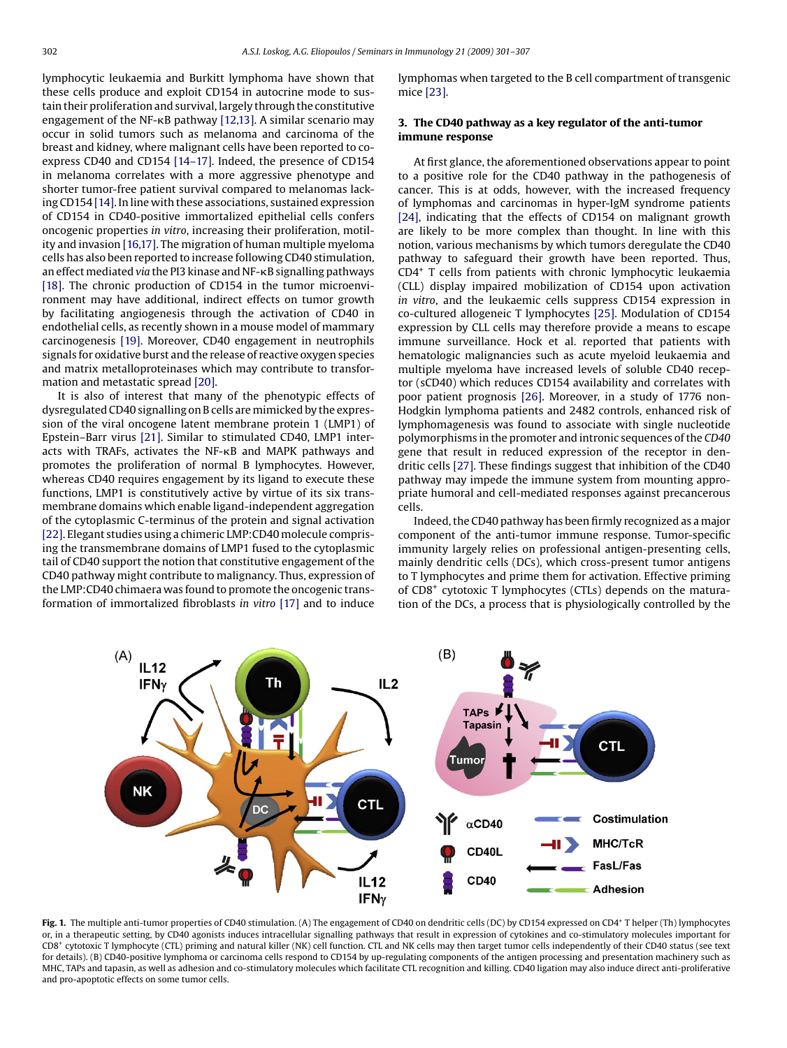lymphocytic leukaemia and Burkitt lymphoma have shown that these cells produce and exploit CD154 in autocrine mode to sustain their proliferation and survival, largely through the constitutive engagement of the NF-κB pathway [12,13]. A similar scenario may occur in solid tumors such as melanoma and carcinoma of the breast and kidney, where malignant cells have been reported to co-express CD40 and CD154 [14–17]. Indeed, the presence of CD154 in melanoma correlates with a more aggressive phenotype and shorter tumor-free patient survival compared to melanomas lacking CD154 [14]. In line with these associations, sustained expression of CD154 in CD40-positive immortalized epithelial cells confers oncogenic properties *in vitro*, increasing their proliferation, motility and invasion [16,17]. The migration of human multiple myeloma cells has also been reported to increase following CD40 stimulation, an effect mediated *via* the PI3 kinase and NF-κB signalling pathways [18]. The chronic production of CD154 in the tumor microenvironment may have additional, indirect effects on tumor growth by facilitating angiogenesis through the activation of CD40 in endothelial cells, as recently shown in a mouse model of mammary carcinogenesis [19]. Moreover, CD40 engagement in neutrophils signals for oxidative burst and the release of reactive oxygen species and matrix metalloproteinases which may contribute to transformation and metastatic spread [20].

It is also of interest that many of the phenotypic effects of dysregulated CD40 signalling on B cells are mimicked by the expression of the viral oncogene latent membrane protein 1 (LMP1) of Epstein–Barr virus [21]. Similar to stimulated CD40, LMP1 interacts with TRAFs, activates the NF-κB and MAPK pathways and promotes the proliferation of normal B lymphocytes. However, whereas CD40 requires engagement by its ligand to execute these functions, LMP1 is constitutively active by virtue of its six transmembrane domains which enable ligand-independent aggregation of the cytoplasmic C-terminus of the protein and signal activation [22]. Elegant studies using a chimeric LMP:CD40 molecule comprising the transmembrane domains of LMP1 fused to the cytoplasmic tail of CD40 support the notion that constitutive engagement of the CD40 pathway might contribute to malignancy. Thus, expression of the LMP:CD40 chimaera was found to promote the oncogenic transformation of immortalized fibroblasts *in vitro* [17] and to induce lymphomas when targeted to the B cell compartment of transgenic mice [23].

## 3. The CD40 pathway as a key regulator of the anti-tumor immune response

At first glance, the aforementioned observations appear to point to a positive role for the CD40 pathway in the pathogenesis of cancer. This is at odds, however, with the increased frequency of lymphomas and carcinomas in hyper-IgM syndrome patients [24], indicating that the effects of CD154 on malignant growth are likely to be more complex than thought. In line with this notion, various mechanisms by which tumors deregulate the CD40 pathway to safeguard their growth have been reported. Thus, CD4⁺ T cells from patients with chronic lymphocytic leukaemia (CLL) display impaired mobilization of CD154 upon activation *in vitro*, and the leukaemic cells suppress CD154 expression in co-cultured allogeneic T lymphocytes [25]. Modulation of CD154 expression by CLL cells may therefore provide a means to escape immune surveillance. Hock et al. reported that patients with hematologic malignancies such as acute myeloid leukaemia and multiple myeloma have increased levels of soluble CD40 receptor (sCD40) which reduces CD154 availability and correlates with poor patient prognosis [26]. Moreover, in a study of 1776 non-Hodgkin lymphoma patients and 2482 controls, enhanced risk of lymphomagenesis was found to associate with single nucleotide polymorphisms in the promoter and intronic sequences of the *CD40* gene that result in reduced expression of the receptor in dendritic cells [27]. These findings suggest that inhibition of the CD40 pathway may impede the immune system from mounting appropriate humoral and cell-mediated responses against precancerous cells.

Indeed, the CD40 pathway has been firmly recognized as a major component of the anti-tumor immune response. Tumor-specific immunity largely relies on professional antigen-presenting cells, mainly dendritic cells (DCs), which cross-present tumor antigens to T lymphocytes and prime them for activation. Effective priming of CD8⁺ cytotoxic T lymphocytes (CTLs) depends on the maturation of the DCs, a process that is physiologically controlled by the

**Fig. 1.** The multiple anti-tumor properties of CD40 stimulation. (A) The engagement of CD40 on dendritic cells (DC) by CD154 expressed on CD4⁺ T helper (Th) lymphocytes or, in a therapeutic setting, by CD40 agonists induces intracellular signalling pathways that result in expression of cytokines and co-stimulatory molecules important for CD8⁺ cytotoxic T lymphocyte (CTL) priming and natural killer (NK) cell function. CTL and NK cells may then target tumor cells independently of their CD40 status (see text for details). (B) CD40-positive lymphoma or carcinoma cells respond to CD154 by up-regulating components of the antigen processing and presentation machinery such as MHC, TAPs and tapasin, as well as adhesion and co-stimulatory molecules which facilitate CTL recognition and killing. CD40 ligation may also induce direct anti-proliferative and pro-apoptotic effects on some tumor cells.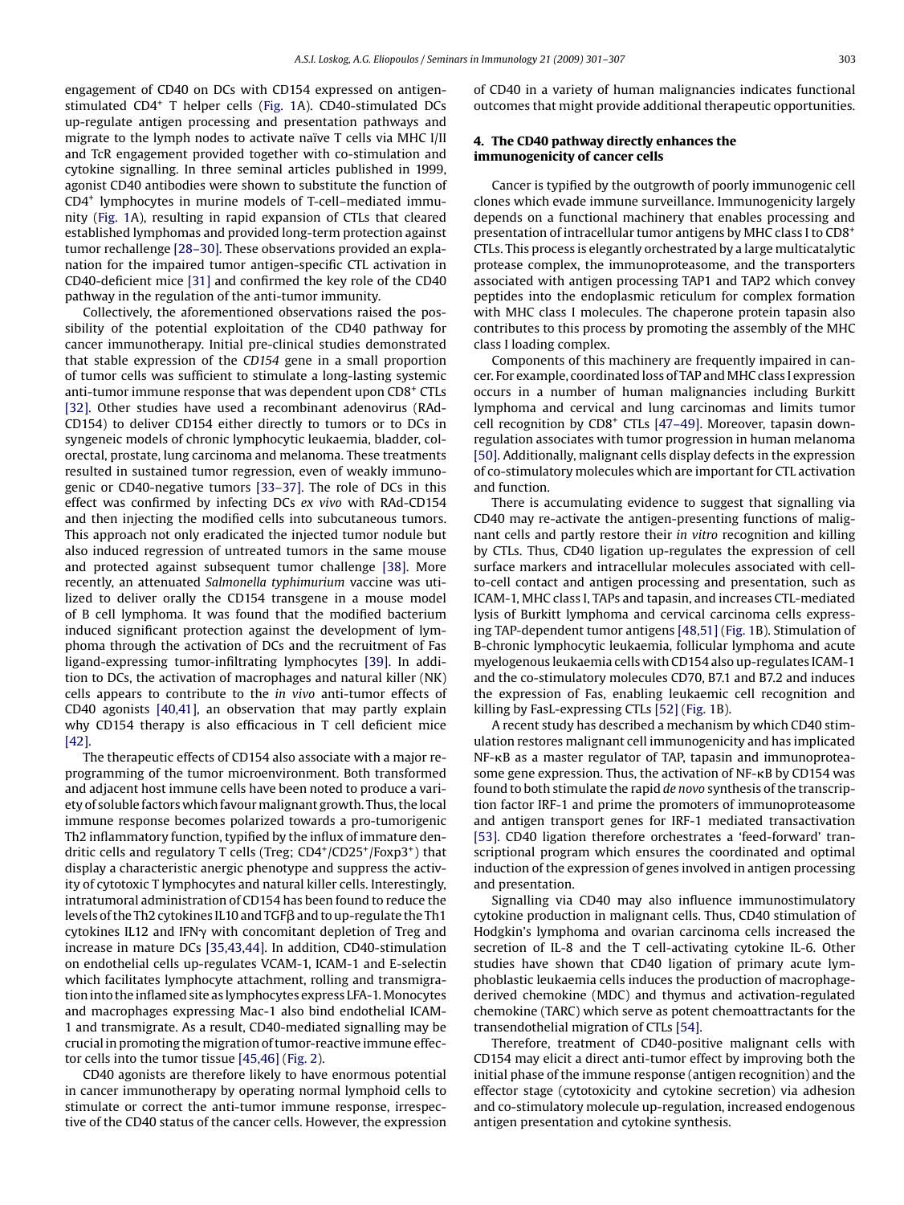engagement of CD40 on DCs with CD154 expressed on antigen-stimulated $CD4^+$ T helper cells (Fig. 1A). CD40-stimulated DCs up-regulate antigen processing and presentation pathways and migrate to the lymph nodes to activate naïve T cells via MHC I/II and TcR engagement provided together with co-stimulation and cytokine signalling. In three seminal articles published in 1999, agonist CD40 antibodies were shown to substitute the function of $CD4^+$ lymphocytes in murine models of T-cell–mediated immunity (Fig. 1A), resulting in rapid expansion of CTLs that cleared established lymphomas and provided long-term protection against tumor rechallenge [28–30]. These observations provided an explanation for the impaired tumor antigen-specific CTL activation in CD40-deficient mice [31] and confirmed the key role of the CD40 pathway in the regulation of the anti-tumor immunity.

Collectively, the aforementioned observations raised the possibility of the potential exploitation of the CD40 pathway for cancer immunotherapy. Initial pre-clinical studies demonstrated that stable expression of the *CD154* gene in a small proportion of tumor cells was sufficient to stimulate a long-lasting systemic anti-tumor immune response that was dependent upon $CD8^+$ CTLs [32]. Other studies have used a recombinant adenovirus (RAd-CD154) to deliver CD154 either directly to tumors or to DCs in syngeneic models of chronic lymphocytic leukaemia, bladder, colorectal, prostate, lung carcinoma and melanoma. These treatments resulted in sustained tumor regression, even of weakly immunogenic or CD40-negative tumors [33–37]. The role of DCs in this effect was confirmed by infecting DCs *ex vivo* with RAd-CD154 and then injecting the modified cells into subcutaneous tumors. This approach not only eradicated the injected tumor nodule but also induced regression of untreated tumors in the same mouse and protected against subsequent tumor challenge [38]. More recently, an attenuated *Salmonella typhimurium* vaccine was utilized to deliver orally the CD154 transgene in a mouse model of B cell lymphoma. It was found that the modified bacterium induced significant protection against the development of lymphoma through the activation of DCs and the recruitment of Fas ligand-expressing tumor-infiltrating lymphocytes [39]. In addition to DCs, the activation of macrophages and natural killer (NK) cells appears to contribute to the *in vivo* anti-tumor effects of CD40 agonists [40,41], an observation that may partly explain why CD154 therapy is also efficacious in T cell deficient mice [42].

The therapeutic effects of CD154 also associate with a major reprogramming of the tumor microenvironment. Both transformed and adjacent host immune cells have been noted to produce a variety of soluble factors which favour malignant growth. Thus, the local immune response becomes polarized towards a pro-tumorigenic Th2 inflammatory function, typified by the influx of immature dendritic cells and regulatory T cells (Treg; $CD4^+/CD25^+/Foxp3^+$) that display a characteristic anergic phenotype and suppress the activity of cytotoxic T lymphocytes and natural killer cells. Interestingly, intratumoral administration of CD154 has been found to reduce the levels of the Th2 cytokines IL10 and TGFβ and to up-regulate the Th1 cytokines IL12 and IFNγ with concomitant depletion of Treg and increase in mature DCs [35,43,44]. In addition, CD40-stimulation on endothelial cells up-regulates VCAM-1, ICAM-1 and E-selectin which facilitates lymphocyte attachment, rolling and transmigration into the inflamed site as lymphocytes express LFA-1. Monocytes and macrophages expressing Mac-1 also bind endothelial ICAM-1 and transmigrate. As a result, CD40-mediated signalling may be crucial in promoting the migration of tumor-reactive immune effector cells into the tumor tissue [45,46] (Fig. 2).

CD40 agonists are therefore likely to have enormous potential in cancer immunotherapy by operating normal lymphoid cells to stimulate or correct the anti-tumor immune response, irrespective of the CD40 status of the cancer cells. However, the expression of CD40 in a variety of human malignancies indicates functional outcomes that might provide additional therapeutic opportunities.

## 4. The CD40 pathway directly enhances the immunogenicity of cancer cells

Cancer is typified by the outgrowth of poorly immunogenic cell clones which evade immune surveillance. Immunogenicity largely depends on a functional machinery that enables processing and presentation of intracellular tumor antigens by MHC class I to $CD8^+$ CTLs. This process is elegantly orchestrated by a large multicatalytic protease complex, the immunoproteasome, and the transporters associated with antigen processing TAP1 and TAP2 which convey peptides into the endoplasmic reticulum for complex formation with MHC class I molecules. The chaperone protein tapasin also contributes to this process by promoting the assembly of the MHC class I loading complex.

Components of this machinery are frequently impaired in cancer. For example, coordinated loss of TAP and MHC class I expression occurs in a number of human malignancies including Burkitt lymphoma and cervical and lung carcinomas and limits tumor cell recognition by $CD8^+$ CTLs [47–49]. Moreover, tapasin down-regulation associates with tumor progression in human melanoma [50]. Additionally, malignant cells display defects in the expression of co-stimulatory molecules which are important for CTL activation and function.

There is accumulating evidence to suggest that signalling via CD40 may re-activate the antigen-presenting functions of malignant cells and partly restore their *in vitro* recognition and killing by CTLs. Thus, CD40 ligation up-regulates the expression of cell surface markers and intracellular molecules associated with cell-to-cell contact and antigen processing and presentation, such as ICAM-1, MHC class I, TAPs and tapasin, and increases CTL-mediated lysis of Burkitt lymphoma and cervical carcinoma cells expressing TAP-dependent tumor antigens [48,51] (Fig. 1B). Stimulation of B-chronic lymphocytic leukaemia, follicular lymphoma and acute myelogenous leukaemia cells with CD154 also up-regulates ICAM-1 and the co-stimulatory molecules CD70, B7.1 and B7.2 and induces the expression of Fas, enabling leukaemic cell recognition and killing by FasL-expressing CTLs [52] (Fig. 1B).

A recent study has described a mechanism by which CD40 stimulation restores malignant cell immunogenicity and has implicated NF-κB as a master regulator of TAP, tapasin and immunoproteasome gene expression. Thus, the activation of NF-κB by CD154 was found to both stimulate the rapid *de novo* synthesis of the transcription factor IRF-1 and prime the promoters of immunoproteasome and antigen transport genes for IRF-1 mediated transactivation [53]. CD40 ligation therefore orchestrates a 'feed-forward' transcriptional program which ensures the coordinated and optimal induction of the expression of genes involved in antigen processing and presentation.

Signalling via CD40 may also influence immunostimulatory cytokine production in malignant cells. Thus, CD40 stimulation of Hodgkin's lymphoma and ovarian carcinoma cells increased the secretion of IL-8 and the T cell-activating cytokine IL-6. Other studies have shown that CD40 ligation of primary acute lymphoblastic leukaemia cells induces the production of macrophage-derived chemokine (MDC) and thymus and activation-regulated chemokine (TARC) which serve as potent chemoattractants for the transendothelial migration of CTLs [54].

Therefore, treatment of CD40-positive malignant cells with CD154 may elicit a direct anti-tumor effect by improving both the initial phase of the immune response (antigen recognition) and the effector stage (cytotoxicity and cytokine secretion) via adhesion and co-stimulatory molecule up-regulation, increased endogenous antigen presentation and cytokine synthesis.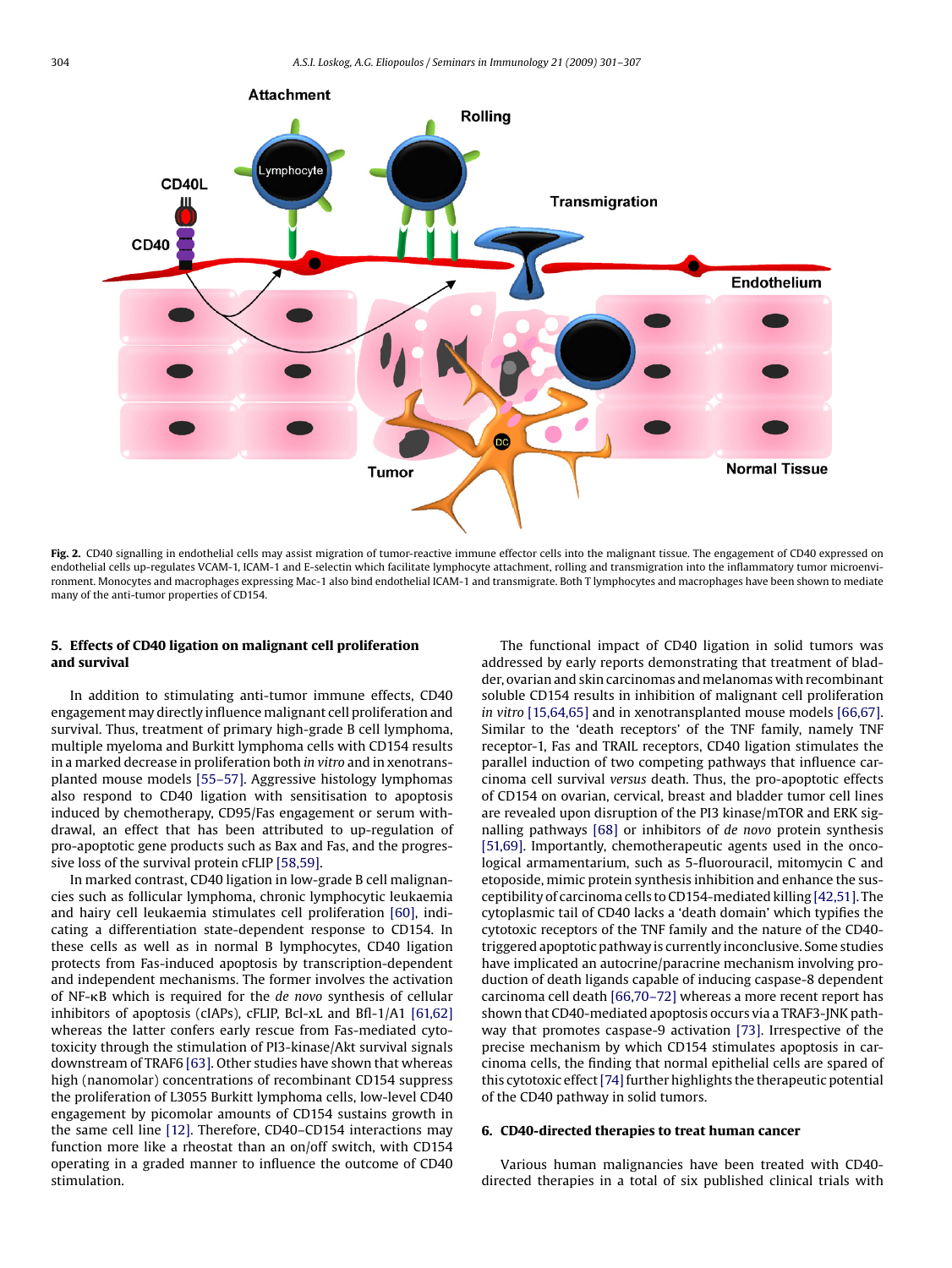Fig. 2. CD40 signalling in endothelial cells may assist migration of tumor-reactive immune effector cells into the malignant tissue. The engagement of CD40 expressed on endothelial cells up-regulates VCAM-1, ICAM-1 and E-selectin which facilitate lymphocyte attachment, rolling and transmigration into the inflammatory tumor microenvironment. Monocytes and macrophages expressing Mac-1 also bind endothelial ICAM-1 and transmigrate. Both T lymphocytes and macrophages have been shown to mediate many of the anti-tumor properties of CD154.

## 5. Effects of CD40 ligation on malignant cell proliferation and survival

In addition to stimulating anti-tumor immune effects, CD40 engagement may directly influence malignant cell proliferation and survival. Thus, treatment of primary high-grade B cell lymphoma, multiple myeloma and Burkitt lymphoma cells with CD154 results in a marked decrease in proliferation both *in vitro* and in xenotransplanted mouse models [55–57]. Aggressive histology lymphomas also respond to CD40 ligation with sensitisation to apoptosis induced by chemotherapy, CD95/Fas engagement or serum withdrawal, an effect that has been attributed to up-regulation of pro-apoptotic gene products such as Bax and Fas, and the progressive loss of the survival protein cFLIP [58,59].

In marked contrast, CD40 ligation in low-grade B cell malignancies such as follicular lymphoma, chronic lymphocytic leukaemia and hairy cell leukaemia stimulates cell proliferation [60], indicating a differentiation state-dependent response to CD154. In these cells as well as in normal B lymphocytes, CD40 ligation protects from Fas-induced apoptosis by transcription-dependent and independent mechanisms. The former involves the activation of NF-κB which is required for the *de novo* synthesis of cellular inhibitors of apoptosis (cIAPs), cFLIP, Bcl-xL and Bfl-1/A1 [61,62] whereas the latter confers early rescue from Fas-mediated cytotoxicity through the stimulation of PI3-kinase/Akt survival signals downstream of TRAF6 [63]. Other studies have shown that whereas high (nanomolar) concentrations of recombinant CD154 suppress the proliferation of L3055 Burkitt lymphoma cells, low-level CD40 engagement by picomolar amounts of CD154 sustains growth in the same cell line [12]. Therefore, CD40–CD154 interactions may function more like a rheostat than an on/off switch, with CD154 operating in a graded manner to influence the outcome of CD40 stimulation.

The functional impact of CD40 ligation in solid tumors was addressed by early reports demonstrating that treatment of bladder, ovarian and skin carcinomas and melanomas with recombinant soluble CD154 results in inhibition of malignant cell proliferation *in vitro* [15,64,65] and in xenotransplanted mouse models [66,67]. Similar to the 'death receptors' of the TNF family, namely TNF receptor-1, Fas and TRAIL receptors, CD40 ligation stimulates the parallel induction of two competing pathways that influence carcinoma cell survival *versus* death. Thus, the pro-apoptotic effects of CD154 on ovarian, cervical, breast and bladder tumor cell lines are revealed upon disruption of the PI3 kinase/mTOR and ERK signalling pathways [68] or inhibitors of *de novo* protein synthesis [51,69]. Importantly, chemotherapeutic agents used in the oncological armamentarium, such as 5-fluorouracil, mitomycin C and etoposide, mimic protein synthesis inhibition and enhance the susceptibility of carcinoma cells to CD154-mediated killing [42,51]. The cytoplasmic tail of CD40 lacks a 'death domain' which typifies the cytotoxic receptors of the TNF family and the nature of the CD40-triggered apoptotic pathway is currently inconclusive. Some studies have implicated an autocrine/paracrine mechanism involving production of death ligands capable of inducing caspase-8 dependent carcinoma cell death [66,70–72] whereas a more recent report has shown that CD40-mediated apoptosis occurs via a TRAF3-JNK pathway that promotes caspase-9 activation [73]. Irrespective of the precise mechanism by which CD154 stimulates apoptosis in carcinoma cells, the finding that normal epithelial cells are spared of this cytotoxic effect [74] further highlights the therapeutic potential of the CD40 pathway in solid tumors.

## 6. CD40-directed therapies to treat human cancer

Various human malignancies have been treated with CD40-directed therapies in a total of six published clinical trials with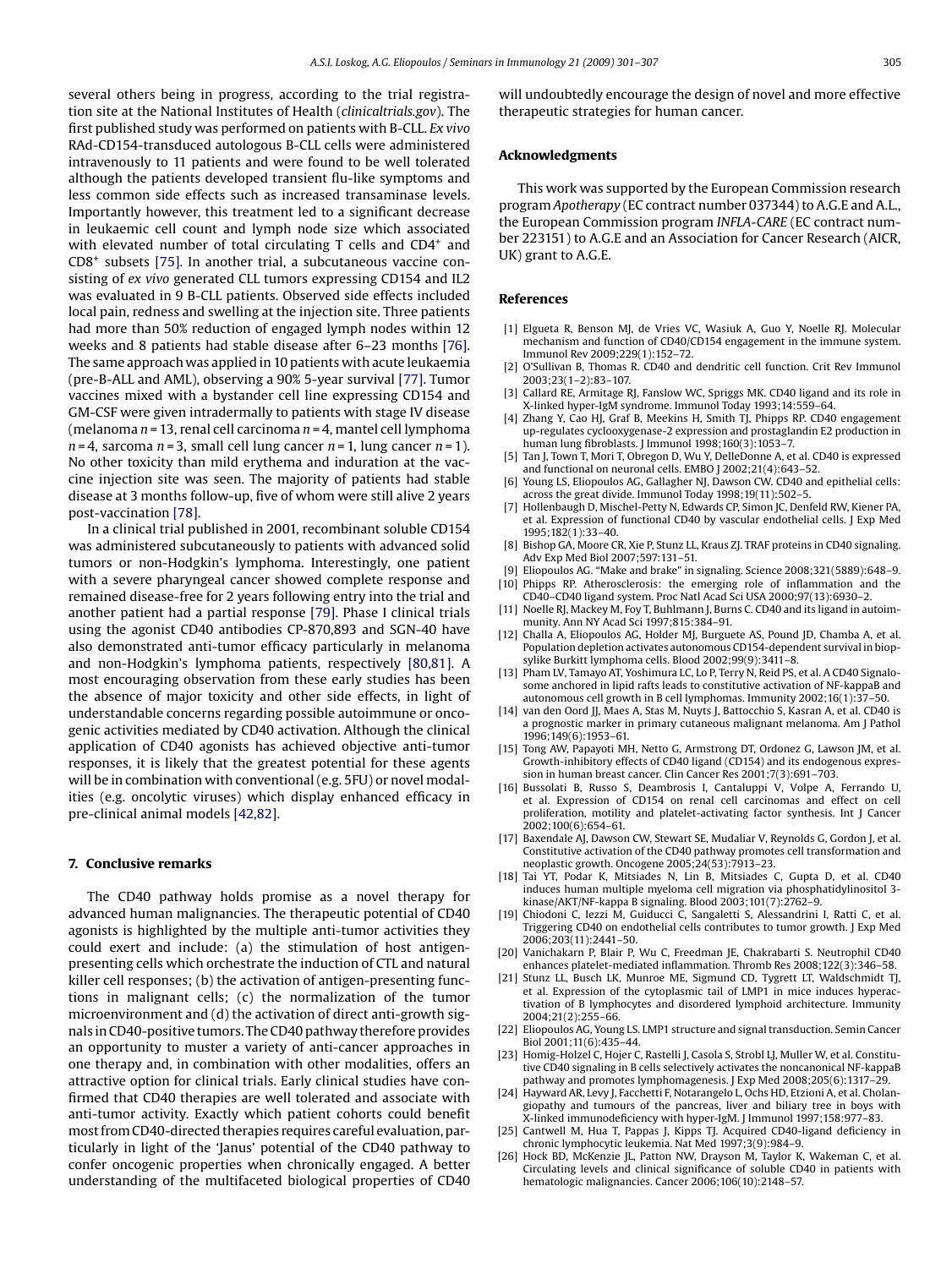several others being in progress, according to the trial registration site at the National Institutes of Health (*clinicaltrials.gov*). The first published study was performed on patients with B-CLL. *Ex vivo* RAd-CD154-transduced autologous B-CLL cells were administered intravenously to 11 patients and were found to be well tolerated although the patients developed transient flu-like symptoms and less common side effects such as increased transaminase levels. Importantly however, this treatment led to a significant decrease in leukaemic cell count and lymph node size which associated with elevated number of total circulating T cells and $CD4^+$ and $CD8^+$ subsets [75]. In another trial, a subcutaneous vaccine consisting of *ex vivo* generated CLL tumors expressing CD154 and IL2 was evaluated in 9 B-CLL patients. Observed side effects included local pain, redness and swelling at the injection site. Three patients had more than 50% reduction of engaged lymph nodes within 12 weeks and 8 patients had stable disease after 6–23 months [76]. The same approach was applied in 10 patients with acute leukaemia (pre-B-ALL and AML), observing a 90% 5-year survival [77]. Tumor vaccines mixed with a bystander cell line expressing CD154 and GM-CSF were given intradermally to patients with stage IV disease (melanoma $n = 13$, renal cell carcinoma $n = 4$, mantel cell lymphoma $n = 4$, sarcoma $n = 3$, small cell lung cancer $n = 1$, lung cancer $n = 1$). No other toxicity than mild erythema and induration at the vaccine injection site was seen. The majority of patients had stable disease at 3 months follow-up, five of whom were still alive 2 years post-vaccination [78].

In a clinical trial published in 2001, recombinant soluble CD154 was administered subcutaneously to patients with advanced solid tumors or non-Hodgkin's lymphoma. Interestingly, one patient with a severe pharyngeal cancer showed complete response and remained disease-free for 2 years following entry into the trial and another patient had a partial response [79]. Phase I clinical trials using the agonist CD40 antibodies CP-870,893 and SGN-40 have also demonstrated anti-tumor efficacy particularly in melanoma and non-Hodgkin's lymphoma patients, respectively [80,81]. A most encouraging observation from these early studies has been the absence of major toxicity and other side effects, in light of understandable concerns regarding possible autoimmune or oncogenic activities mediated by CD40 activation. Although the clinical application of CD40 agonists has achieved objective anti-tumor responses, it is likely that the greatest potential for these agents will be in combination with conventional (e.g. 5FU) or novel modalities (e.g. oncolytic viruses) which display enhanced efficacy in pre-clinical animal models [42,82].

## 7. Conclusive remarks

The CD40 pathway holds promise as a novel therapy for advanced human malignancies. The therapeutic potential of CD40 agonists is highlighted by the multiple anti-tumor activities they could exert and include: (a) the stimulation of host antigen-presenting cells which orchestrate the induction of CTL and natural killer cell responses; (b) the activation of antigen-presenting functions in malignant cells; (c) the normalization of the tumor microenvironment and (d) the activation of direct anti-growth signals in CD40-positive tumors. The CD40 pathway therefore provides an opportunity to muster a variety of anti-cancer approaches in one therapy and, in combination with other modalities, offers an attractive option for clinical trials. Early clinical studies have confirmed that CD40 therapies are well tolerated and associate with anti-tumor activity. Exactly which patient cohorts could benefit most from CD40-directed therapies requires careful evaluation, particularly in light of the 'Janus' potential of the CD40 pathway to confer oncogenic properties when chronically engaged. A better understanding of the multifaceted biological properties of CD40 will undoubtedly encourage the design of novel and more effective therapeutic strategies for human cancer.

## Acknowledgments

This work was supported by the European Commission research program *Apotherapy* (EC contract number 037344) to A.G.E and A.L., the European Commission program *INFLA-CARE* (EC contract number 223151) to A.G.E and an Association for Cancer Research (AICR, UK) grant to A.G.E.

## References

[1] Elgueta R, Benson MJ, de Vries VC, Wasiuk A, Guo Y, Noelle RJ. Molecular mechanism and function of CD40/CD154 engagement in the immune system. Immunol Rev 2009;229(1):152–72.

[2] O'Sullivan B, Thomas R. CD40 and dendritic cell function. Crit Rev Immunol 2003;23(1–2):83–107.

[3] Callard RE, Armitage RJ, Fanslow WC, Spriggs MK. CD40 ligand and its role in X-linked hyper-IgM syndrome. Immunol Today 1993;14:559–64.

[4] Zhang Y, Cao HJ, Graf B, Meekins H, Smith TJ, Phipps RP. CD40 engagement up-regulates cyclooxygenase-2 expression and prostaglandin E2 production in human lung fibroblasts. J Immunol 1998;160(3):1053–7.

[5] Tan J, Town T, Mori T, Obregon D, Wu Y, DelleDonne A, et al. CD40 is expressed and functional on neuronal cells. EMBO J 2002;21(4):643–52.

[6] Young LS, Eliopoulos AG, Gallagher NJ, Dawson CW. CD40 and epithelial cells: across the great divide. Immunol Today 1998;19(11):502–5.

[7] Hollenbaugh D, Mischel-Petty N, Edwards CP, Simon JC, Denfeld RW, Kiener PA, et al. Expression of functional CD40 by vascular endothelial cells. J Exp Med 1995;182(1):33–40.

[8] Bishop GA, Moore CR, Xie P, Stunz LL, Kraus ZJ. TRAF proteins in CD40 signaling. Adv Exp Med Biol 2007;597:131–51.

[9] Eliopoulos AG. "Make and brake" in signaling. Science 2008;321(5889):648–9.

[10] Phipps RP. Atherosclerosis: the emerging role of inflammation and the CD40–CD40 ligand system. Proc Natl Acad Sci USA 2000;97(13):6930–2.

[11] Noelle RJ, Mackey M, Foy T, Buhlmann J, Burns C. CD40 and its ligand in autoimmunity. Ann NY Acad Sci 1997;815:384–91.

[12] Challa A, Eliopoulos AG, Holder MJ, Burguete AS, Pound JD, Chamba A, et al. Population depletion activates autonomous CD154-dependent survival in biopsylike Burkitt lymphoma cells. Blood 2002;99(9):3411–8.

[13] Pham LV, Tamayo AT, Yoshimura LC, Lo P, Terry N, Reid PS, et al. A CD40 Signalosome anchored in lipid rafts leads to constitutive activation of NF-kappaB and autonomous cell growth in B cell lymphomas. Immunity 2002;16(1):37–50.

[14] van den Oord JJ, Maes A, Stas M, Nuyts J, Battocchio S, Kasran A, et al. CD40 is a prognostic marker in primary cutaneous malignant melanoma. Am J Pathol 1996;149(6):1953–61.

[15] Tong AW, Papayoti MH, Netto G, Armstrong DT, Ordonez G, Lawson JM, et al. Growth-inhibitory effects of CD40 ligand (CD154) and its endogenous expression in human breast cancer. Clin Cancer Res 2001;7(3):691–703.

[16] Bussolati B, Russo S, Deambrosis I, Cantaluppi V, Volpe A, Ferrando U, et al. Expression of CD154 on renal cell carcinomas and effect on cell proliferation, motility and platelet-activating factor synthesis. Int J Cancer 2002;100(6):654–61.

[17] Baxendale AJ, Dawson CW, Stewart SE, Mudaliar V, Reynolds G, Gordon J, et al. Constitutive activation of the CD40 pathway promotes cell transformation and neoplastic growth. Oncogene 2005;24(53):7913–23.

[18] Tai YT, Podar K, Mitsiades N, Lin B, Mitsiades C, Gupta D, et al. CD40 induces human multiple myeloma cell migration via phosphatidylinositol 3-kinase/AKT/NF-kappa B signaling. Blood 2003;101(7):2762–9.

[19] Chiodoni C, Iezzi M, Guiducci C, Sangaletti S, Alessandrini I, Ratti C, et al. Triggering CD40 on endothelial cells contributes to tumor growth. J Exp Med 2006;203(11):2441–50.

[20] Vanichakarn P, Blair P, Wu C, Freedman JE, Chakrabarti S. Neutrophil CD40 enhances platelet-mediated inflammation. Thromb Res 2008;122(3):346–58.

[21] Stunz LL, Busch LK, Munroe ME, Sigmund CD, Tygrett LT, Waldschmidt TJ, et al. Expression of the cytoplasmic tail of LMP1 in mice induces hyperactivation of B lymphocytes and disordered lymphoid architecture. Immunity 2004;21(2):255–66.

[22] Eliopoulos AG, Young LS. LMP1 structure and signal transduction. Semin Cancer Biol 2001;11(6):435–44.

[23] Homig-Holzel C, Hojer C, Rastelli J, Casola S, Strobl LJ, Muller W, et al. Constitutive CD40 signaling in B cells selectively activates the noncanonical NF-kappaB pathway and promotes lymphomagenesis. J Exp Med 2008;205(6):1317–29.

[24] Hayward AR, Levy J, Facchetti F, Notarangelo L, Ochs HD, Etzioni A, et al. Cholangiopathy and tumours of the pancreas, liver and biliary tree in boys with X-linked immunodeficiency with hyper-IgM. J Immunol 1997;158:977–83.

[25] Cantwell M, Hua T, Pappas J, Kipps TJ. Acquired CD40-ligand deficiency in chronic lymphocytic leukemia. Nat Med 1997;3(9):984–9.

[26] Hock BD, McKenzie JL, Patton NW, Drayson M, Taylor K, Wakeman C, et al. Circulating levels and clinical significance of soluble CD40 in patients with hematologic malignancies. Cancer 2006;106(10):2148–57.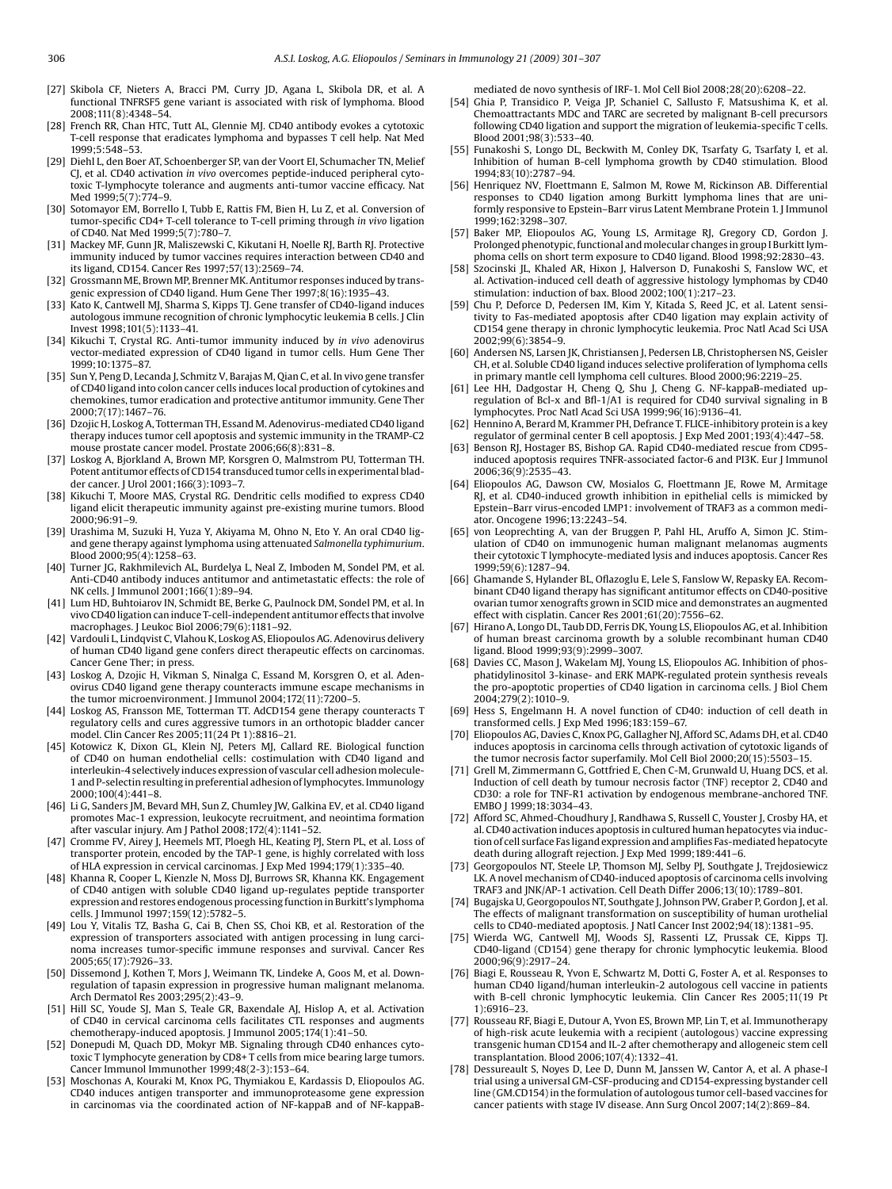- [27] Skibola CF, Nieters A, Bracci PM, Curry JD, Agana L, Skibola DR, et al. A functional TNFRSF5 gene variant is associated with risk of lymphoma. Blood 2008;111(8):4348–54.
- [28] French RR, Chan HTC, Tutt AL, Glennie MJ. CD40 antibody evokes a cytotoxic T-cell response that eradicates lymphoma and bypasses T cell help. Nat Med 1999;5:548–53.
- [29] Diehl L, den Boer AT, Schoenberger SP, van der Voort EI, Schumacher TN, Melief CJ, et al. CD40 activation *in vivo* overcomes peptide-induced peripheral cytotoxic T-lymphocyte tolerance and augments anti-tumor vaccine efficacy. Nat Med 1999;5(7):774–9.
- [30] Sotomayor EM, Borrello I, Tubb E, Rattis FM, Bien H, Lu Z, et al. Conversion of tumor-specific CD4+ T-cell tolerance to T-cell priming through *in vivo* ligation of CD40. Nat Med 1999;5(7):780–7.
- [31] Mackey MF, Gunn JR, Maliszewski C, Kikutani H, Noelle RJ, Barth RJ. Protective immunity induced by tumor vaccines requires interaction between CD40 and its ligand, CD154. Cancer Res 1997;57(13):2569–74.
- [32] Grossmann ME, Brown MP, Brenner MK. Antitumor responses induced by transgenic expression of CD40 ligand. Hum Gene Ther 1997;8(16):1935–43.
- [33] Kato K, Cantwell MJ, Sharma S, Kipps TJ. Gene transfer of CD40-ligand induces autologous immune recognition of chronic lymphocytic leukemia B cells. J Clin Invest 1998;101(5):1133–41.
- [34] Kikuchi T, Crystal RG. Anti-tumor immunity induced by *in vivo* adenovirus vector-mediated expression of CD40 ligand in tumor cells. Hum Gene Ther 1999;10:1375–87.
- [35] Sun Y, Peng D, Lecanda J, Schmitz V, Barajas M, Qian C, et al. In vivo gene transfer of CD40 ligand into colon cancer cells induces local production of cytokines and chemokines, tumor eradication and protective antitumor immunity. Gene Ther 2000;7(17):1467–76.
- [36] Dzojic H, Loskog A, Totterman TH, Essand M. Adenovirus-mediated CD40 ligand therapy induces tumor cell apoptosis and systemic immunity in the TRAMP-C2 mouse prostate cancer model. Prostate 2006;66(8):831–8.
- [37] Loskog A, Bjorkland A, Brown MP, Korsgren O, Malmstrom PU, Totterman TH. Potent antitumor effects of CD154 transduced tumor cells in experimental bladder cancer. J Urol 2001;166(3):1093–7.
- [38] Kikuchi T, Moore MAS, Crystal RG. Dendritic cells modified to express CD40 ligand elicit therapeutic immunity against pre-existing murine tumors. Blood 2000;96:91–9.
- [39] Urashima M, Suzuki H, Yuza Y, Akiyama M, Ohno N, Eto Y. An oral CD40 ligand gene therapy against lymphoma using attenuated *Salmonella typhimurium*. Blood 2000;95(4):1258–63.
- [40] Turner JG, Rakhmilevich AL, Burdelya L, Neal Z, Imboden M, Sondel PM, et al. Anti-CD40 antibody induces antitumor and antimetastatic effects: the role of NK cells. J Immunol 2001;166(1):89–94.
- [41] Lum HD, Buhtoiarov IN, Schmidt BE, Berke G, Paulnock DM, Sondel PM, et al. In vivo CD40 ligation can induce T-cell-independent antitumor effects that involve macrophages. J Leukoc Biol 2006;79(6):1181–92.
- [42] Vardouli L, Lindqvist C, Vlahou K, Loskog AS, Eliopoulos AG. Adenovirus delivery of human CD40 ligand gene confers direct therapeutic effects on carcinomas. Cancer Gene Ther; in press.
- [43] Loskog A, Dzojic H, Vikman S, Ninalga C, Essand M, Korsgren O, et al. Adenovirus CD40 ligand gene therapy counteracts immune escape mechanisms in the tumor microenvironment. J Immunol 2004;172(11):7200–5.
- [44] Loskog AS, Fransson ME, Totterman TT. AdCD154 gene therapy counteracts T regulatory cells and cures aggressive tumors in an orthotopic bladder cancer model. Clin Cancer Res 2005;11(24 Pt 1):8816–21.
- [45] Kotowicz K, Dixon GL, Klein NJ, Peters MJ, Callard RE. Biological function of CD40 on human endothelial cells: costimulation with CD40 ligand and interleukin-4 selectively induces expression of vascular cell adhesion molecule-1 and P-selectin resulting in preferential adhesion of lymphocytes. Immunology 2000;100(4):441–8.
- [46] Li G, Sanders JM, Bevard MH, Sun Z, Chumley JW, Galkina EV, et al. CD40 ligand promotes Mac-1 expression, leukocyte recruitment, and neointima formation after vascular injury. Am J Pathol 2008;172(4):1141–52.
- [47] Cromme FV, Airey J, Heemels MT, Ploegh HL, Keating PJ, Stern PL, et al. Loss of transporter protein, encoded by the TAP-1 gene, is highly correlated with loss of HLA expression in cervical carcinomas. J Exp Med 1994;179(1):335–40.
- [48] Khanna R, Cooper L, Kienzle N, Moss DJ, Burrows SR, Khanna KK. Engagement of CD40 antigen with soluble CD40 ligand up-regulates peptide transporter expression and restores endogenous processing function in Burkitt's lymphoma cells. J Immunol 1997;159(12):5782–5.
- [49] Lou Y, Vitalis TZ, Basha G, Cai B, Chen SS, Choi KB, et al. Restoration of the expression of transporters associated with antigen processing in lung carcinoma increases tumor-specific immune responses and survival. Cancer Res 2005;65(17):7926–33.
- [50] Dissemond J, Kothen T, Mors J, Weimann TK, Lindeke A, Goos M, et al. Downregulation of tapasin expression in progressive human malignant melanoma. Arch Dermatol Res 2003;295(2):43–9.
- [51] Hill SC, Youde SJ, Man S, Teale GR, Baxendale AJ, Hislop A, et al. Activation of CD40 in cervical carcinoma cells facilitates CTL responses and augments chemotherapy-induced apoptosis. J Immunol 2005;174(1):41–50.
- [52] Donepudi M, Quach DD, Mokyr MB. Signaling through CD40 enhances cytotoxic T lymphocyte generation by CD8+ T cells from mice bearing large tumors. Cancer Immunol Immunother 1999;48(2-3):153–64.
- [53] Moschonas A, Kouraki M, Knox PG, Thymiakou E, Kardassis D, Eliopoulos AG. CD40 induces antigen transporter and immunoproteasome gene expression in carcinomas via the coordinated action of NF-kappaB and of NF-kappaB-mediated de novo synthesis of IRF-1. Mol Cell Biol 2008;28(20):6208–22.
- [54] Ghia P, Transidico P, Veiga JP, Schaniel C, Sallusto F, Matsushima K, et al. Chemoattractants MDC and TARC are secreted by malignant B-cell precursors following CD40 ligation and support the migration of leukemia-specific T cells. Blood 2001;98(3):533–40.
- [55] Funakoshi S, Longo DL, Beckwith M, Conley DK, Tsarfaty G, Tsarfaty I, et al. Inhibition of human B-cell lymphoma growth by CD40 stimulation. Blood 1994;83(10):2787–94.
- [56] Henriquez NV, Floettmann E, Salmon M, Rowe M, Rickinson AB. Differential responses to CD40 ligation among Burkitt lymphoma lines that are uniformly responsive to Epstein–Barr virus Latent Membrane Protein 1. J Immunol 1999;162:3298–307.
- [57] Baker MP, Eliopoulos AG, Young LS, Armitage RJ, Gregory CD, Gordon J. Prolonged phenotypic, functional and molecular changes in group I Burkitt lymphoma cells on short term exposure to CD40 ligand. Blood 1998;92:2830–43.
- [58] Szocinski JL, Khaled AR, Hixon J, Halverson D, Funakoshi S, Fanslow WC, et al. Activation-induced cell death of aggressive histology lymphomas by CD40 stimulation: induction of bax. Blood 2002;100(1):217–23.
- [59] Chu P, Deforce D, Pedersen IM, Kim Y, Kitada S, Reed JC, et al. Latent sensitivity to Fas-mediated apoptosis after CD40 ligation may explain activity of CD154 gene therapy in chronic lymphocytic leukemia. Proc Natl Acad Sci USA 2002;99(6):3854–9.
- [60] Andersen NS, Larsen JK, Christiansen J, Pedersen LB, Christophersen NS, Geisler CH, et al. Soluble CD40 ligand induces selective proliferation of lymphoma cells in primary mantle cell lymphoma cell cultures. Blood 2000;96:2219–25.
- [61] Lee HH, Dadgostar H, Cheng Q, Shu J, Cheng G. NF-kappaB-mediated upregulation of Bcl-x and Bfl-1/A1 is required for CD40 survival signaling in B lymphocytes. Proc Natl Acad Sci USA 1999;96(16):9136–41.
- [62] Hennino A, Berard M, Krammer PH, Defrance T. FLICE-inhibitory protein is a key regulator of germinal center B cell apoptosis. J Exp Med 2001;193(4):447–58.
- [63] Benson RJ, Hostager BS, Bishop GA. Rapid CD40-mediated rescue from CD95-induced apoptosis requires TNFR-associated factor-6 and PI3K. Eur J Immunol 2006;36(9):2535–43.
- [64] Eliopoulos AG, Dawson CW, Mosialos G, Floettmann JE, Rowe M, Armitage RJ, et al. CD40-induced growth inhibition in epithelial cells is mimicked by Epstein–Barr virus-encoded LMP1: involvement of TRAF3 as a common mediator. Oncogene 1996;13:2243–54.
- [65] von Leoprechting A, van der Bruggen P, Pahl HL, Aruffo A, Simon JC. Stimulation of CD40 on immunogenic human malignant melanomas augments their cytotoxic T lymphocyte-mediated lysis and induces apoptosis. Cancer Res 1999;59(6):1287–94.
- [66] Ghamande S, Hylander BL, Oflazoglu E, Lele S, Fanslow W, Repasky EA. Recombinant CD40 ligand therapy has significant antitumor effects on CD40-positive ovarian tumor xenografts grown in SCID mice and demonstrates an augmented effect with cisplatin. Cancer Res 2001;61(20):7556–62.
- [67] Hirano A, Longo DL, Taub DD, Ferris DK, Young LS, Eliopoulos AG, et al. Inhibition of human breast carcinoma growth by a soluble recombinant human CD40 ligand. Blood 1999;93(9):2999–3007.
- [68] Davies CC, Mason J, Wakelam MJ, Young LS, Eliopoulos AG. Inhibition of phosphatidylinositol 3-kinase- and ERK MAPK-regulated protein synthesis reveals the pro-apoptotic properties of CD40 ligation in carcinoma cells. J Biol Chem 2004;279(2):1010–9.
- [69] Hess S, Engelmann H. A novel function of CD40: induction of cell death in transformed cells. J Exp Med 1996;183:159–67.
- [70] Eliopoulos AG, Davies C, Knox PG, Gallagher NJ, Afford SC, Adams DH, et al. CD40 induces apoptosis in carcinoma cells through activation of cytotoxic ligands of the tumor necrosis factor superfamily. Mol Cell Biol 2000;20(15):5503–15.
- [71] Grell M, Zimmermann G, Gottfried E, Chen C-M, Grunwald U, Huang DCS, et al. Induction of cell death by tumour necrosis factor (TNF) receptor 2, CD40 and CD30: a role for TNF-R1 activation by endogenous membrane-anchored TNF. EMBO J 1999;18:3034–43.
- [72] Afford SC, Ahmed-Choudhury J, Randhawa S, Russell C, Youster J, Crosby HA, et al. CD40 activation induces apoptosis in cultured human hepatocytes via induction of cell surface Fas ligand expression and amplifies Fas-mediated hepatocyte death during allograft rejection. J Exp Med 1999;189:441–6.
- [73] Georgopoulos NT, Steele LP, Thomson MJ, Selby PJ, Southgate J, Trejdosiewicz LK. A novel mechanism of CD40-induced apoptosis of carcinoma cells involving TRAF3 and JNK/AP-1 activation. Cell Death Differ 2006;13(10):1789–801.
- [74] Bugajska U, Georgopoulos NT, Southgate J, Johnson PW, Graber P, Gordon J, et al. The effects of malignant transformation on susceptibility of human urothelial cells to CD40-mediated apoptosis. J Natl Cancer Inst 2002;94(18):1381–95.
- [75] Wierda WG, Cantwell MJ, Woods SJ, Rassenti LZ, Prussak CE, Kipps TJ. CD40-ligand (CD154) gene therapy for chronic lymphocytic leukemia. Blood 2000;96(9):2917–24.
- [76] Biagi E, Rousseau R, Yvon E, Schwartz M, Dotti G, Foster A, et al. Responses to human CD40 ligand/human interleukin-2 autologous cell vaccine in patients with B-cell chronic lymphocytic leukemia. Clin Cancer Res 2005;11(19 Pt 1):6916–23.
- [77] Rousseau RF, Biagi E, Dutour A, Yvon ES, Brown MP, Lin T, et al. Immunotherapy of high-risk acute leukemia with a recipient (autologous) vaccine expressing transgenic human CD154 and IL-2 after chemotherapy and allogeneic stem cell transplantation. Blood 2006;107(4):1332–41.
- [78] Dessureault S, Noyes D, Lee D, Dunn M, Janssen W, Cantor A, et al. A phase-I trial using a universal GM-CSF-producing and CD154-expressing bystander cell line (GM.CD154) in the formulation of autologous tumor cell-based vaccines for cancer patients with stage IV disease. Ann Surg Oncol 2007;14(2):869–84.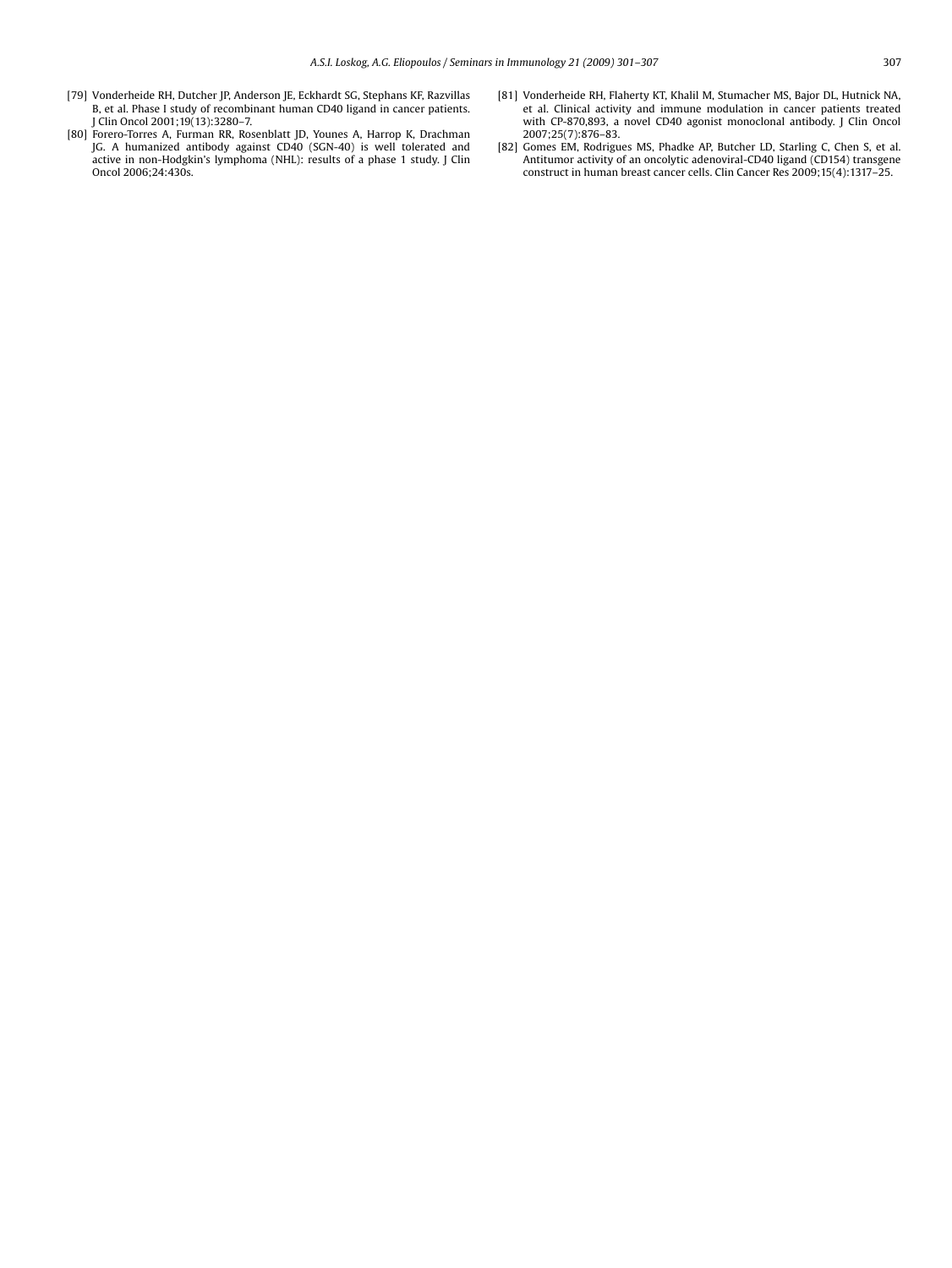[79] Vonderheide RH, Dutcher JP, Anderson JE, Eckhardt SG, Stephans KF, Razvillas B, et al. Phase I study of recombinant human CD40 ligand in cancer patients. J Clin Oncol 2001;19(13):3280–7.

[80] Forero-Torres A, Furman RR, Rosenblatt JD, Younes A, Harrop K, Drachman JG. A humanized antibody against CD40 (SGN-40) is well tolerated and active in non-Hodgkin's lymphoma (NHL): results of a phase 1 study. J Clin Oncol 2006;24:430s.

[81] Vonderheide RH, Flaherty KT, Khalil M, Stumacher MS, Bajor DL, Hutnick NA, et al. Clinical activity and immune modulation in cancer patients treated with CP-870,893, a novel CD40 agonist monoclonal antibody. J Clin Oncol 2007;25(7):876–83.

[82] Gomes EM, Rodrigues MS, Phadke AP, Butcher LD, Starling C, Chen S, et al. Antitumor activity of an oncolytic adenoviral-CD40 ligand (CD154) transgene construct in human breast cancer cells. Clin Cancer Res 2009;15(4):1317–25.